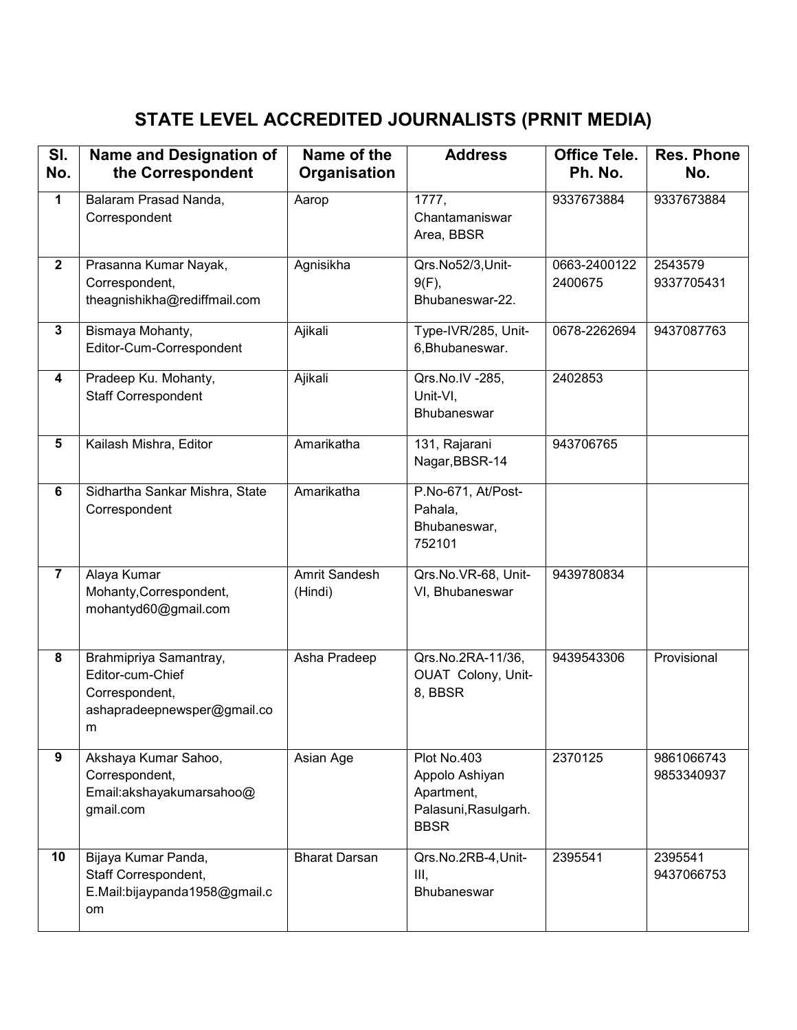# STATE LEVEL ACCREDITED JOURNALISTS (PRNIT MEDIA)

| Sl. No. | Name and Designation of the Correspondent | Name of the Organisation | Address | Office Tele. Ph. No. | Res. Phone No. |
|---|---|---|---|---|---|
| 1 | Balaram Prasad Nanda, Correspondent | Aarop | 1777, Chantamaniswar Area, BBSR | 9337673884 | 9337673884 |
| 2 | Prasanna Kumar Nayak, Correspondent, theagnishikha@rediffmail.com | Agnisikha | Qrs.No52/3,Unit-9(F), Bhubaneswar-22. | 0663-2400122 2400675 | 2543579 9337705431 |
| 3 | Bismaya Mohanty, Editor-Cum-Correspondent | Ajikali | Type-IVR/285, Unit-6,Bhubaneswar. | 0678-2262694 | 9437087763 |
| 4 | Pradeep Ku. Mohanty, Staff Correspondent | Ajikali | Qrs.No.IV -285, Unit-VI, Bhubaneswar | 2402853 | |
| 5 | Kailash Mishra, Editor | Amarikatha | 131, Rajarani Nagar,BBSR-14 | 943706765 | |
| 6 | Sidhartha Sankar Mishra, State Correspondent | Amarikatha | P.No-671, At/Post-Pahala, Bhubaneswar, 752101 | | |
| 7 | Alaya Kumar Mohanty,Correspondent, mohantyd60@gmail.com | Amrit Sandesh (Hindi) | Qrs.No.VR-68, Unit-VI, Bhubaneswar | 9439780834 | |
| 8 | Brahmipriya Samantray, Editor-cum-Chief Correspondent, ashapradeepnewsper@gmail.com | Asha Pradeep | Qrs.No.2RA-11/36, OUAT Colony, Unit-8, BBSR | 9439543306 | Provisional |
| 9 | Akshaya Kumar Sahoo, Correspondent, Email:akshayakumarsahoo@gmail.com | Asian Age | Plot No.403 Appolo Ashiyan Apartment, Palasuni,Rasulgarh. BBSR | 2370125 | 9861066743 9853340937 |
| 10 | Bijaya Kumar Panda, Staff Correspondent, E.Mail:bijaypanda1958@gmail.com | Bharat Darsan | Qrs.No.2RB-4,Unit-III, Bhubaneswar | 2395541 | 2395541 9437066753 |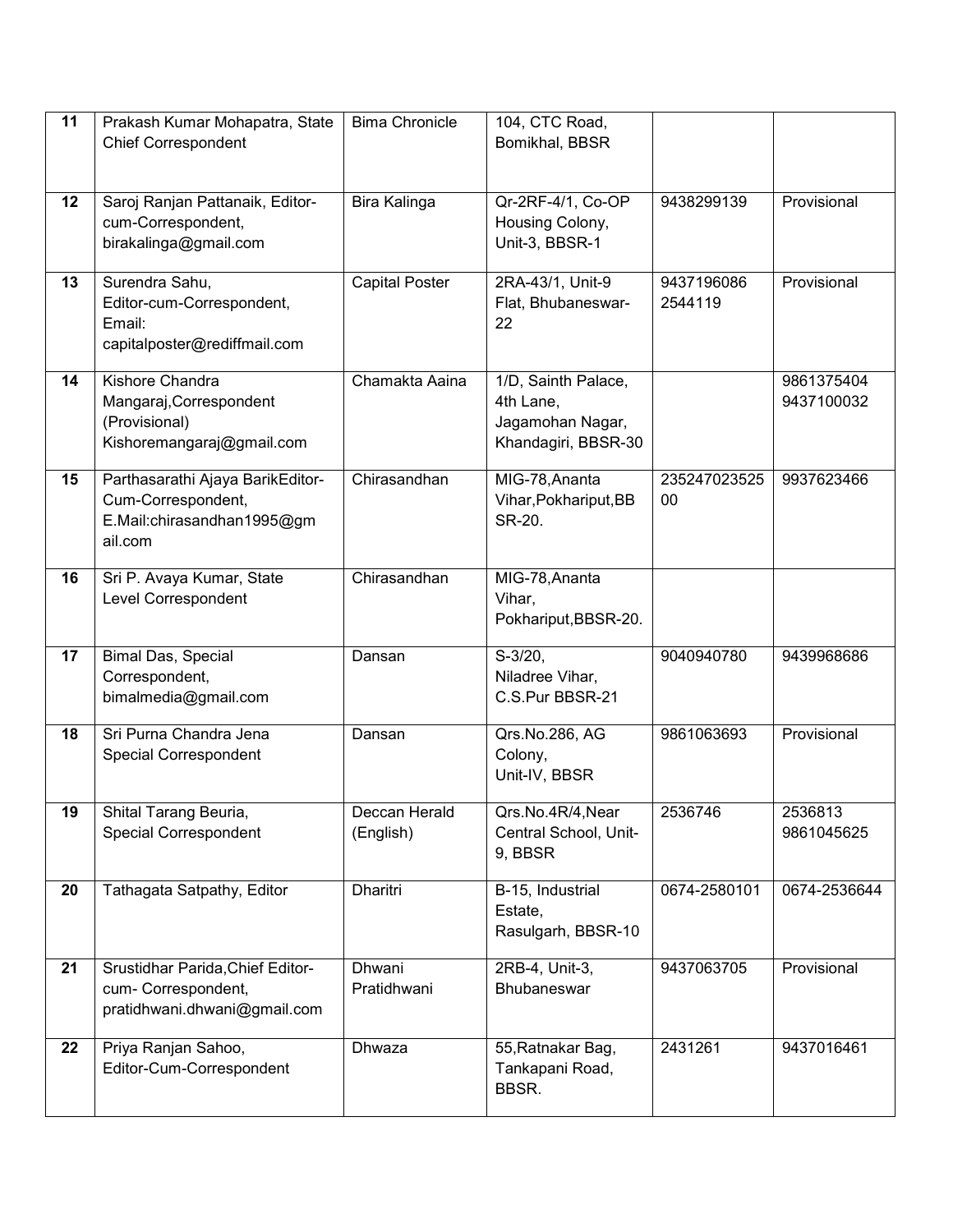| 11 | Prakash Kumar Mohapatra, State Chief Correspondent | Bima Chronicle | 104, CTC Road, Bomikhal, BBSR | | |
|---|---|---|---|---|---|
| 12 | Saroj Ranjan Pattanaik, Editor-cum-Correspondent, birakalinga@gmail.com | Bira Kalinga | Qr-2RF-4/1, Co-OP Housing Colony, Unit-3, BBSR-1 | 9438299139 | Provisional |
| 13 | Surendra Sahu, Editor-cum-Correspondent, Email: capitalposter@rediffmail.com | Capital Poster | 2RA-43/1, Unit-9 Flat, Bhubaneswar-22 | 9437196086 2544119 | Provisional |
| 14 | Kishore Chandra Mangaraj,Correspondent (Provisional) Kishoremangaraj@gmail.com | Chamakta Aaina | 1/D, Sainth Palace, 4th Lane, Jagamohan Nagar, Khandagiri, BBSR-30 | | 9861375404 9437100032 |
| 15 | Parthasarathi Ajaya BarikEditor-Cum-Correspondent, E.Mail:chirasandhan1995@gmail.com | Chirasandhan | MIG-78,Ananta Vihar,Pokhariput,BBSR-20. | 23524702352500 | 9937623466 |
| 16 | Sri P. Avaya Kumar, State Level Correspondent | Chirasandhan | MIG-78,Ananta Vihar, Pokhariput,BBSR-20. | | |
| 17 | Bimal Das, Special Correspondent, bimalmedia@gmail.com | Dansan | S-3/20, Niladree Vihar, C.S.Pur BBSR-21 | 9040940780 | 9439968686 |
| 18 | Sri Purna Chandra Jena Special Correspondent | Dansan | Qrs.No.286, AG Colony, Unit-IV, BBSR | 9861063693 | Provisional |
| 19 | Shital Tarang Beuria, Special Correspondent | Deccan Herald (English) | Qrs.No.4R/4,Near Central School, Unit-9, BBSR | 2536746 | 2536813 9861045625 |
| 20 | Tathagata Satpathy, Editor | Dharitri | B-15, Industrial Estate, Rasulgarh, BBSR-10 | 0674-2580101 | 0674-2536644 |
| 21 | Srustidhar Parida,Chief Editor-cum- Correspondent, pratidhwani.dhwani@gmail.com | Dhwani Pratidhwani | 2RB-4, Unit-3, Bhubaneswar | 9437063705 | Provisional |
| 22 | Priya Ranjan Sahoo, Editor-Cum-Correspondent | Dhwaza | 55,Ratnakar Bag, Tankapani Road, BBSR. | 2431261 | 9437016461 |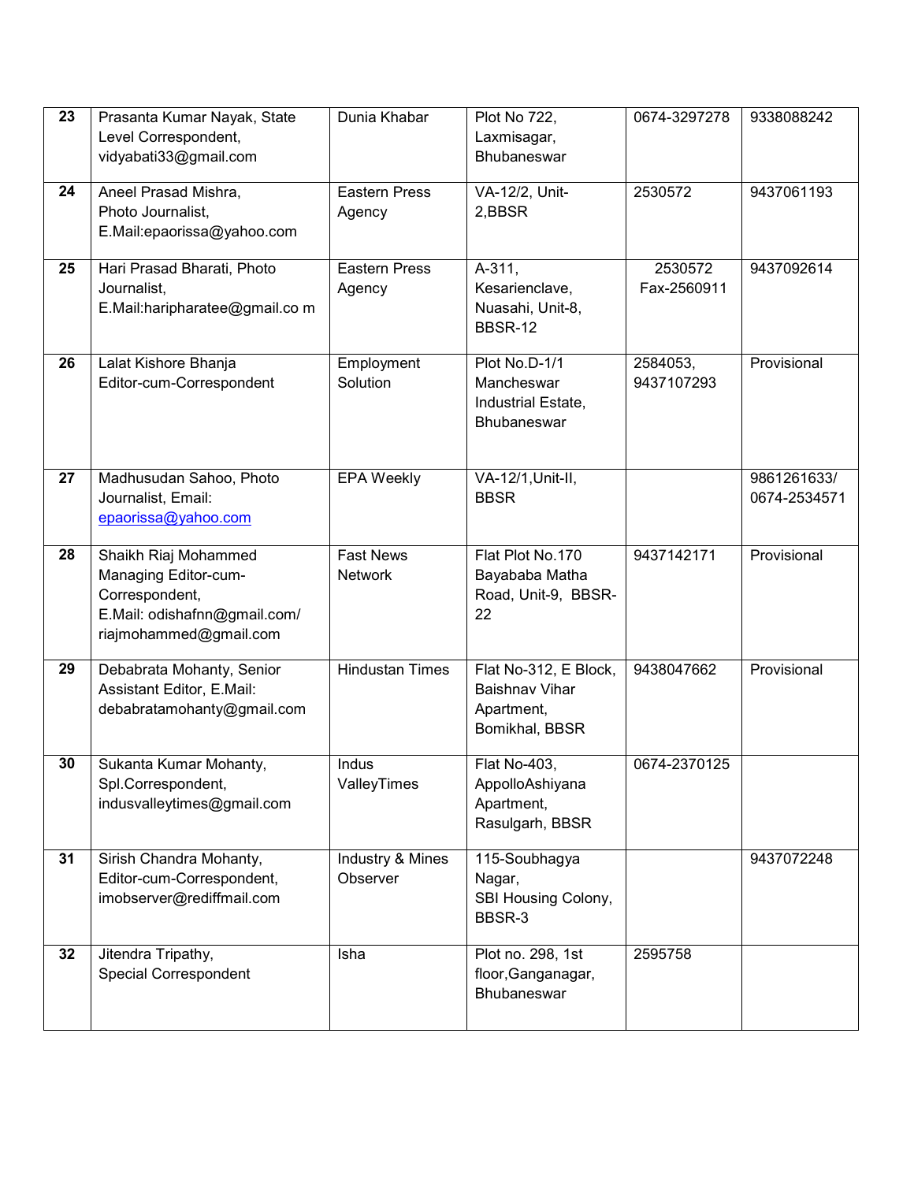| 23 | Prasanta Kumar Nayak, State Level Correspondent, vidyabati33@gmail.com | Dunia Khabar | Plot No 722, Laxmisagar, Bhubaneswar | 0674-3297278 | 9338088242 |
|---|---|---|---|---|---|
| 24 | Aneel Prasad Mishra, Photo Journalist, E.Mail:epaorissa@yahoo.com | Eastern Press Agency | VA-12/2, Unit-2,BBSR | 2530572 | 9437061193 |
| 25 | Hari Prasad Bharati, Photo Journalist, E.Mail:haripharatee@gmail.co m | Eastern Press Agency | A-311, Kesarienclave, Nuasahi, Unit-8, BBSR-12 | 2530572 Fax-2560911 | 9437092614 |
| 26 | Lalat Kishore Bhanja Editor-cum-Correspondent | Employment Solution | Plot No.D-1/1 Mancheswar Industrial Estate, Bhubaneswar | 2584053, 9437107293 | Provisional |
| 27 | Madhusudan Sahoo, Photo Journalist, Email: epaorissa@yahoo.com | EPA Weekly | VA-12/1,Unit-II, BBSR | | 9861261633/ 0674-2534571 |
| 28 | Shaikh Riaj Mohammed Managing Editor-cum-Correspondent, E.Mail: odishafnn@gmail.com/ riajmohammed@gmail.com | Fast News Network | Flat Plot No.170 Bayababa Matha Road, Unit-9, BBSR-22 | 9437142171 | Provisional |
| 29 | Debabrata Mohanty, Senior Assistant Editor, E.Mail: debabratamohanty@gmail.com | Hindustan Times | Flat No-312, E Block, Baishnav Vihar Apartment, Bomikhal, BBSR | 9438047662 | Provisional |
| 30 | Sukanta Kumar Mohanty, Spl.Correspondent, indusvalleytimes@gmail.com | Indus ValleyTimes | Flat No-403, AppolloAshiyana Apartment, Rasulgarh, BBSR | 0674-2370125 | |
| 31 | Sirish Chandra Mohanty, Editor-cum-Correspondent, imobserver@rediffmail.com | Industry & Mines Observer | 115-Soubhagya Nagar, SBI Housing Colony, BBSR-3 | | 9437072248 |
| 32 | Jitendra Tripathy, Special Correspondent | Isha | Plot no. 298, 1st floor,Ganganagar, Bhubaneswar | 2595758 | |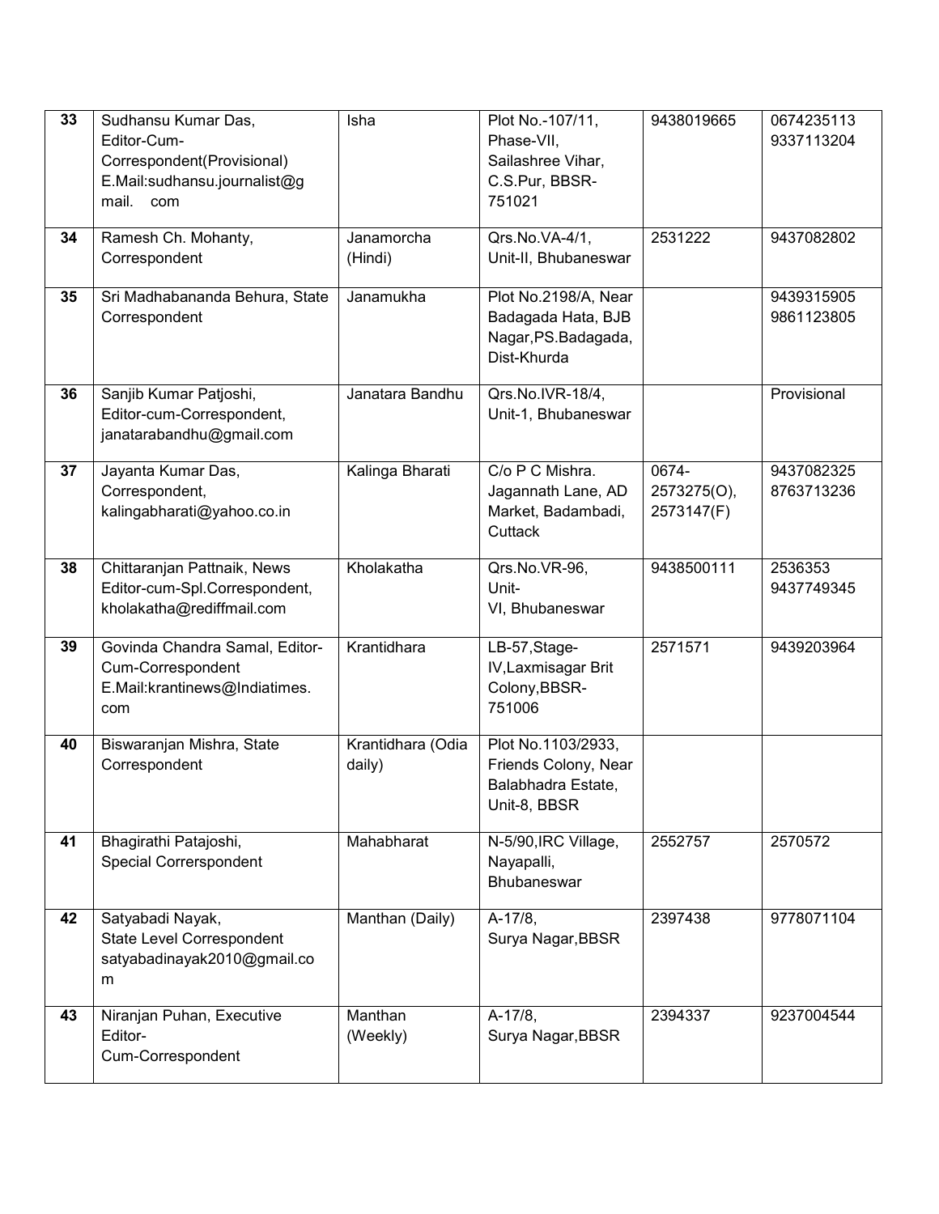| 33 | Sudhansu Kumar Das, Editor-Cum-Correspondent(Provisional) E.Mail:sudhansu.journalist@gmail. com | Isha | Plot No.-107/11, Phase-VII, Sailashree Vihar, C.S.Pur, BBSR-751021 | 9438019665 | 0674235113 9337113204 |
|---|---|---|---|---|---|
| 34 | Ramesh Ch. Mohanty, Correspondent | Janamorcha (Hindi) | Qrs.No.VA-4/1, Unit-II, Bhubaneswar | 2531222 | 9437082802 |
| 35 | Sri Madhabananda Behura, State Correspondent | Janamukha | Plot No.2198/A, Near Badagada Hata, BJB Nagar,PS.Badagada, Dist-Khurda | | 9439315905 9861123805 |
| 36 | Sanjib Kumar Patjoshi, Editor-cum-Correspondent, janatarabandhu@gmail.com | Janatara Bandhu | Qrs.No.IVR-18/4, Unit-1, Bhubaneswar | | Provisional |
| 37 | Jayanta Kumar Das, Correspondent, kalingabharati@yahoo.co.in | Kalinga Bharati | C/o P C Mishra. Jagannath Lane, AD Market, Badambadi, Cuttack | 0674-2573275(O), 2573147(F) | 9437082325 8763713236 |
| 38 | Chittaranjan Pattnaik, News Editor-cum-Spl.Correspondent, kholakatha@rediffmail.com | Kholakatha | Qrs.No.VR-96, Unit-VI, Bhubaneswar | 9438500111 | 2536353 9437749345 |
| 39 | Govinda Chandra Samal, Editor-Cum-Correspondent E.Mail:krantinews@Indiatimes.com | Krantidhara | LB-57,Stage-IV,Laxmisagar Brit Colony,BBSR-751006 | 2571571 | 9439203964 |
| 40 | Biswaranjan Mishra, State Correspondent | Krantidhara (Odia daily) | Plot No.1103/2933, Friends Colony, Near Balabhadra Estate, Unit-8, BBSR | | |
| 41 | Bhagirathi Patajoshi, Special Correrspondent | Mahabharat | N-5/90,IRC Village, Nayapalli, Bhubaneswar | 2552757 | 2570572 |
| 42 | Satyabadi Nayak, State Level Correspondent satyabadinayak2010@gmail.com | Manthan (Daily) | A-17/8, Surya Nagar,BBSR | 2397438 | 9778071104 |
| 43 | Niranjan Puhan, Executive Editor-Cum-Correspondent | Manthan (Weekly) | A-17/8, Surya Nagar,BBSR | 2394337 | 9237004544 |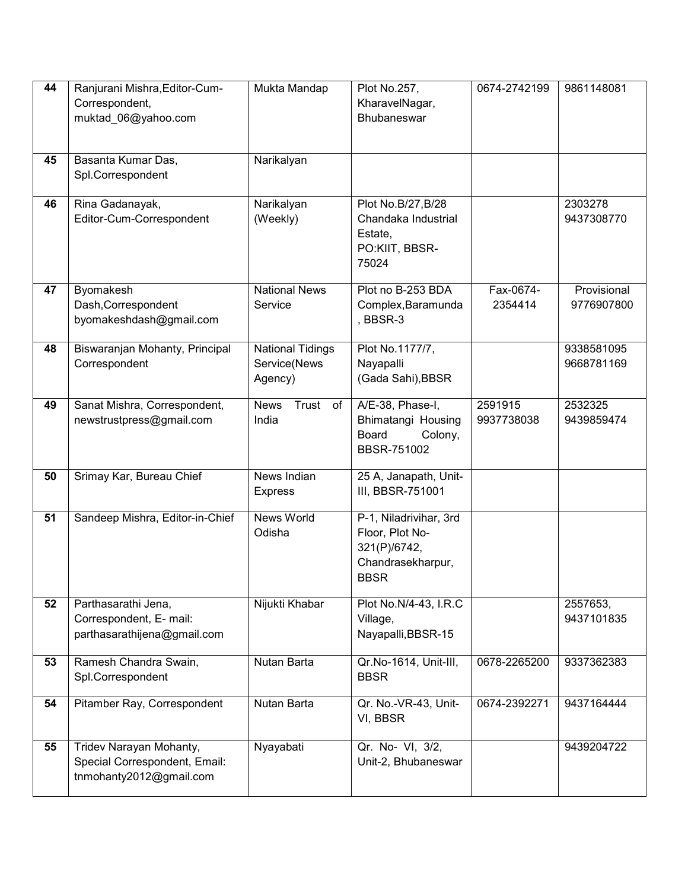| 44 | Ranjurani Mishra,Editor-Cum-Correspondent, muktad_06@yahoo.com | Mukta Mandap | Plot No.257, KharavelNagar, Bhubaneswar | 0674-2742199 | 9861148081 |
|---|---|---|---|---|---|
| 45 | Basanta Kumar Das, Spl.Correspondent | Narikalyan | | | |
| 46 | Rina Gadanayak, Editor-Cum-Correspondent | Narikalyan (Weekly) | Plot No.B/27,B/28 Chandaka Industrial Estate, PO:KIIT, BBSR-75024 | | 2303278 9437308770 |
| 47 | Byomakesh Dash,Correspondent byomakeshdash@gmail.com | National News Service | Plot no B-253 BDA Complex,Baramunda , BBSR-3 | Fax-0674-2354414 | Provisional 9776907800 |
| 48 | Biswaranjan Mohanty, Principal Correspondent | National Tidings Service(News Agency) | Plot No.1177/7, Nayapalli (Gada Sahi),BBSR | | 9338581095 9668781169 |
| 49 | Sanat Mishra, Correspondent, newstrustpress@gmail.com | News Trust of India | A/E-38, Phase-I, Bhimatangi Housing Board Colony, BBSR-751002 | 2591915 9937738038 | 2532325 9439859474 |
| 50 | Srimay Kar, Bureau Chief | News Indian Express | 25 A, Janapath, Unit-III, BBSR-751001 | | |
| 51 | Sandeep Mishra, Editor-in-Chief | News World Odisha | P-1, Niladrivihar, 3rd Floor, Plot No-321(P)/6742, Chandrasekharpur, BBSR | | |
| 52 | Parthasarathi Jena, Correspondent, E- mail: parthasarathijena@gmail.com | Nijukti Khabar | Plot No.N/4-43, I.R.C Village, Nayapalli,BBSR-15 | | 2557653, 9437101835 |
| 53 | Ramesh Chandra Swain, Spl.Correspondent | Nutan Barta | Qr.No-1614, Unit-III, BBSR | 0678-2265200 | 9337362383 |
| 54 | Pitamber Ray, Correspondent | Nutan Barta | Qr. No.-VR-43, Unit-VI, BBSR | 0674-2392271 | 9437164444 |
| 55 | Tridev Narayan Mohanty, Special Correspondent, Email: tnmohanty2012@gmail.com | Nyayabati | Qr. No- VI, 3/2, Unit-2, Bhubaneswar | | 9439204722 |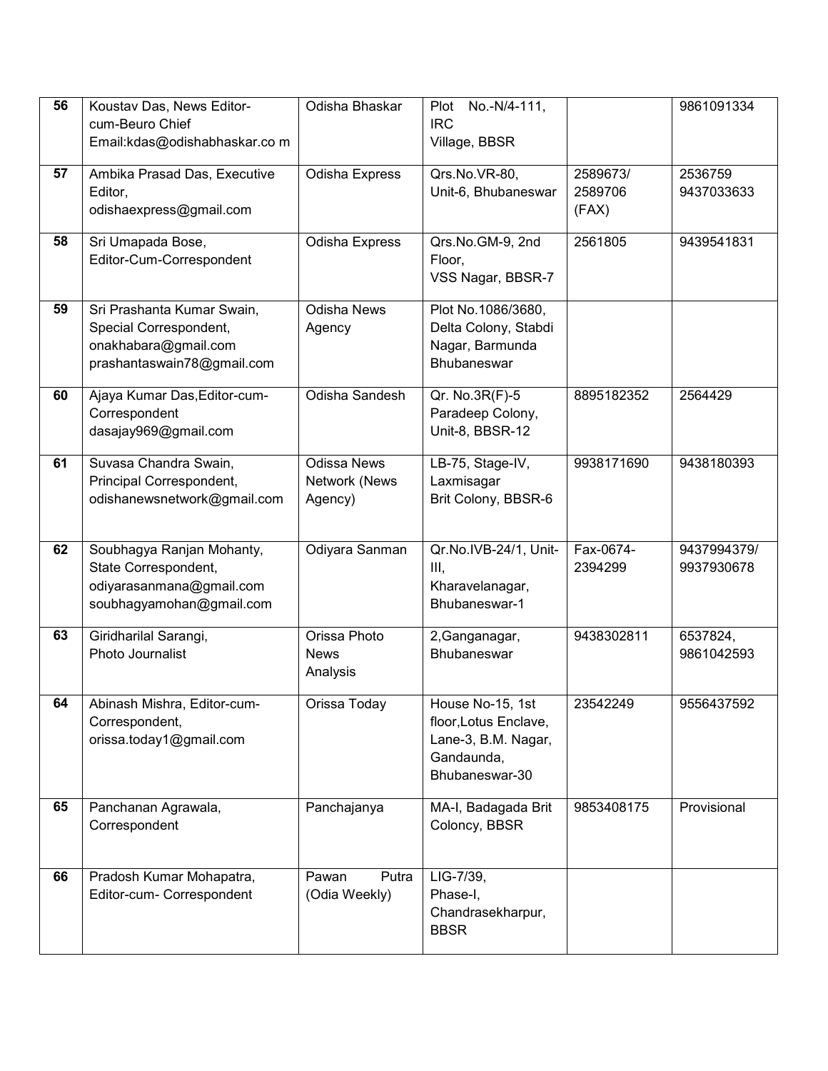| 56 | Koustav Das, News Editor-cum-Beuro Chief Email:kdas@odishabhaskar.co m | Odisha Bhaskar | Plot No.-N/4-111, IRC Village, BBSR | | 9861091334 |
|---|---|---|---|---|---|
| 57 | Ambika Prasad Das, Executive Editor, odishaexpress@gmail.com | Odisha Express | Qrs.No.VR-80, Unit-6, Bhubaneswar | 2589673/ 2589706 (FAX) | 2536759 9437033633 |
| 58 | Sri Umapada Bose, Editor-Cum-Correspondent | Odisha Express | Qrs.No.GM-9, 2nd Floor, VSS Nagar, BBSR-7 | 2561805 | 9439541831 |
| 59 | Sri Prashanta Kumar Swain, Special Correspondent, onakhabara@gmail.com prashantaswain78@gmail.com | Odisha News Agency | Plot No.1086/3680, Delta Colony, Stabdi Nagar, Barmunda Bhubaneswar | | |
| 60 | Ajaya Kumar Das,Editor-cum-Correspondent dasajay969@gmail.com | Odisha Sandesh | Qr. No.3R(F)-5 Paradeep Colony, Unit-8, BBSR-12 | 8895182352 | 2564429 |
| 61 | Suvasa Chandra Swain, Principal Correspondent, odishanewsnetwork@gmail.com | Odissa News Network (News Agency) | LB-75, Stage-IV, Laxmisagar Brit Colony, BBSR-6 | 9938171690 | 9438180393 |
| 62 | Soubhagya Ranjan Mohanty, State Correspondent, odiyarasanmana@gmail.com soubhagyamohan@gmail.com | Odiyara Sanman | Qr.No.IVB-24/1, Unit-III, Kharavelanagar, Bhubaneswar-1 | Fax-0674-2394299 | 9437994379/ 9937930678 |
| 63 | Giridharilal Sarangi, Photo Journalist | Orissa Photo News Analysis | 2,Ganganagar, Bhubaneswar | 9438302811 | 6537824, 9861042593 |
| 64 | Abinash Mishra, Editor-cum-Correspondent, orissa.today1@gmail.com | Orissa Today | House No-15, 1st floor,Lotus Enclave, Lane-3, B.M. Nagar, Gandaunda, Bhubaneswar-30 | 23542249 | 9556437592 |
| 65 | Panchanan Agrawala, Correspondent | Panchajanya | MA-I, Badagada Brit Coloncy, BBSR | 9853408175 | Provisional |
| 66 | Pradosh Kumar Mohapatra, Editor-cum- Correspondent | Pawan Putra (Odia Weekly) | LIG-7/39, Phase-I, Chandrasekharpur, BBSR | | |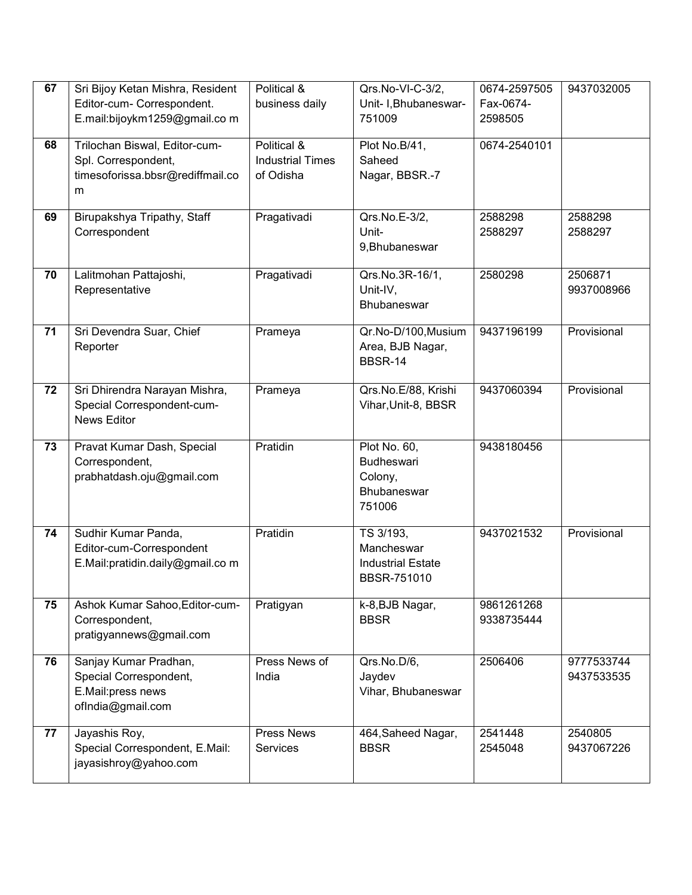| 67 | Sri Bijoy Ketan Mishra, Resident Editor-cum- Correspondent. E.mail:bijoykm1259@gmail.co m | Political & business daily | Qrs.No-VI-C-3/2, Unit- I,Bhubaneswar-751009 | 0674-2597505 Fax-0674-2598505 | 9437032005 |
|---|---|---|---|---|---|
| 68 | Trilochan Biswal, Editor-cum-Spl. Correspondent, timesoforissa.bbsr@rediffmail.co m | Political & Industrial Times of Odisha | Plot No.B/41, Saheed Nagar, BBSR.-7 | 0674-2540101 | |
| 69 | Birupakshya Tripathy, Staff Correspondent | Pragativadi | Qrs.No.E-3/2, Unit-9,Bhubaneswar | 2588298 2588297 | 2588298 2588297 |
| 70 | Lalitmohan Pattajoshi, Representative | Pragativadi | Qrs.No.3R-16/1, Unit-IV, Bhubaneswar | 2580298 | 2506871 9937008966 |
| 71 | Sri Devendra Suar, Chief Reporter | Prameya | Qr.No-D/100,Musium Area, BJB Nagar, BBSR-14 | 9437196199 | Provisional |
| 72 | Sri Dhirendra Narayan Mishra, Special Correspondent-cum-News Editor | Prameya | Qrs.No.E/88, Krishi Vihar,Unit-8, BBSR | 9437060394 | Provisional |
| 73 | Pravat Kumar Dash, Special Correspondent, prabhatdash.oju@gmail.com | Pratidin | Plot No. 60, Budheswari Colony, Bhubaneswar 751006 | 9438180456 | |
| 74 | Sudhir Kumar Panda, Editor-cum-Correspondent E.Mail:pratidin.daily@gmail.co m | Pratidin | TS 3/193, Mancheswar Industrial Estate BBSR-751010 | 9437021532 | Provisional |
| 75 | Ashok Kumar Sahoo,Editor-cum-Correspondent, pratigyannews@gmail.com | Pratigyan | k-8,BJB Nagar, BBSR | 9861261268 9338735444 | |
| 76 | Sanjay Kumar Pradhan, Special Correspondent, E.Mail:press news ofIndia@gmail.com | Press News of India | Qrs.No.D/6, Jaydev Vihar, Bhubaneswar | 2506406 | 9777533744 9437533535 |
| 77 | Jayashis Roy, Special Correspondent, E.Mail: jayasishroy@yahoo.com | Press News Services | 464,Saheed Nagar, BBSR | 2541448 2545048 | 2540805 9437067226 |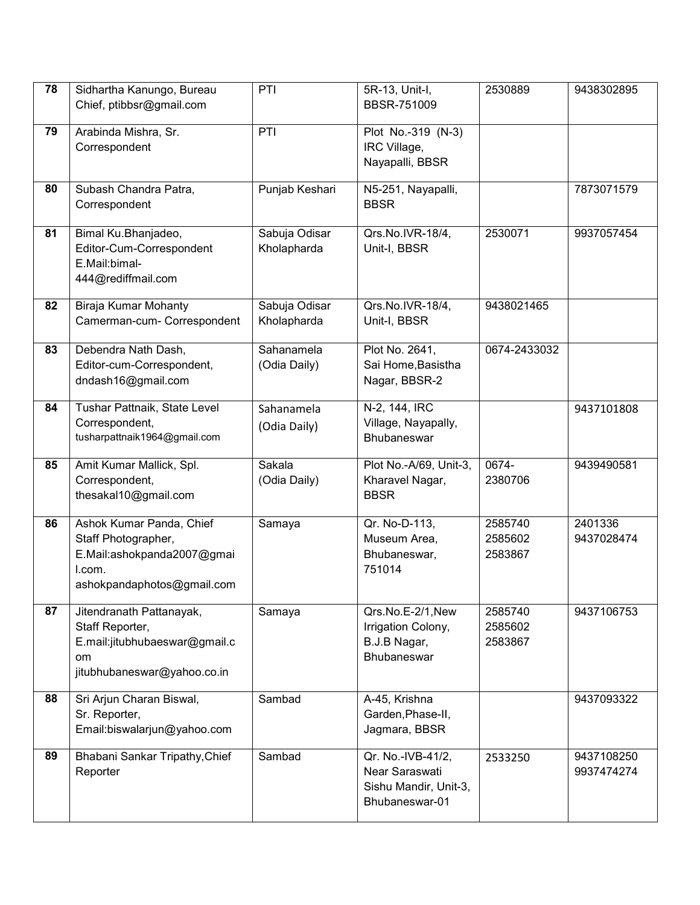| 78 | Sidhartha Kanungo, Bureau Chief, ptibbsr@gmail.com | PTI | 5R-13, Unit-I, BBSR-751009 | 2530889 | 9438302895 |
|---|---|---|---|---|---|
| 79 | Arabinda Mishra, Sr. Correspondent | PTI | Plot No.-319 (N-3) IRC Village, Nayapalli, BBSR | | |
| 80 | Subash Chandra Patra, Correspondent | Punjab Keshari | N5-251, Nayapalli, BBSR | | 7873071579 |
| 81 | Bimal Ku.Bhanjadeo, Editor-Cum-Correspondent E.Mail:bimal-444@rediffmail.com | Sabuja Odisar Kholapharda | Qrs.No.IVR-18/4, Unit-I, BBSR | 2530071 | 9937057454 |
| 82 | Biraja Kumar Mohanty Camerman-cum- Correspondent | Sabuja Odisar Kholapharda | Qrs.No.IVR-18/4, Unit-I, BBSR | 9438021465 | |
| 83 | Debendra Nath Dash, Editor-cum-Correspondent, dndash16@gmail.com | Sahanamela (Odia Daily) | Plot No. 2641, Sai Home,Basistha Nagar, BBSR-2 | 0674-2433032 | |
| 84 | Tushar Pattnaik, State Level Correspondent, tusharpattnaik1964@gmail.com | Sahanamela (Odia Daily) | N-2, 144, IRC Village, Nayapally, Bhubaneswar | | 9437101808 |
| 85 | Amit Kumar Mallick, Spl. Correspondent, thesakal10@gmail.com | Sakala (Odia Daily) | Plot No.-A/69, Unit-3, Kharavel Nagar, BBSR | 0674-2380706 | 9439490581 |
| 86 | Ashok Kumar Panda, Chief Staff Photographer, E.Mail:ashokpanda2007@gmail.com. ashokpandaphotos@gmail.com | Samaya | Qr. No-D-113, Museum Area, Bhubaneswar, 751014 | 2585740 2585602 2583867 | 2401336 9437028474 |
| 87 | Jitendranath Pattanayak, Staff Reporter, E.mail:jitubhubaeswar@gmail.com jitubhubaneswar@yahoo.co.in | Samaya | Qrs.No.E-2/1,New Irrigation Colony, B.J.B Nagar, Bhubaneswar | 2585740 2585602 2583867 | 9437106753 |
| 88 | Sri Arjun Charan Biswal, Sr. Reporter, Email:biswalarjun@yahoo.com | Sambad | A-45, Krishna Garden,Phase-II, Jagmara, BBSR | | 9437093322 |
| 89 | Bhabani Sankar Tripathy,Chief Reporter | Sambad | Qr. No.-IVB-41/2, Near Saraswati Sishu Mandir, Unit-3, Bhubaneswar-01 | 2533250 | 9437108250 9937474274 |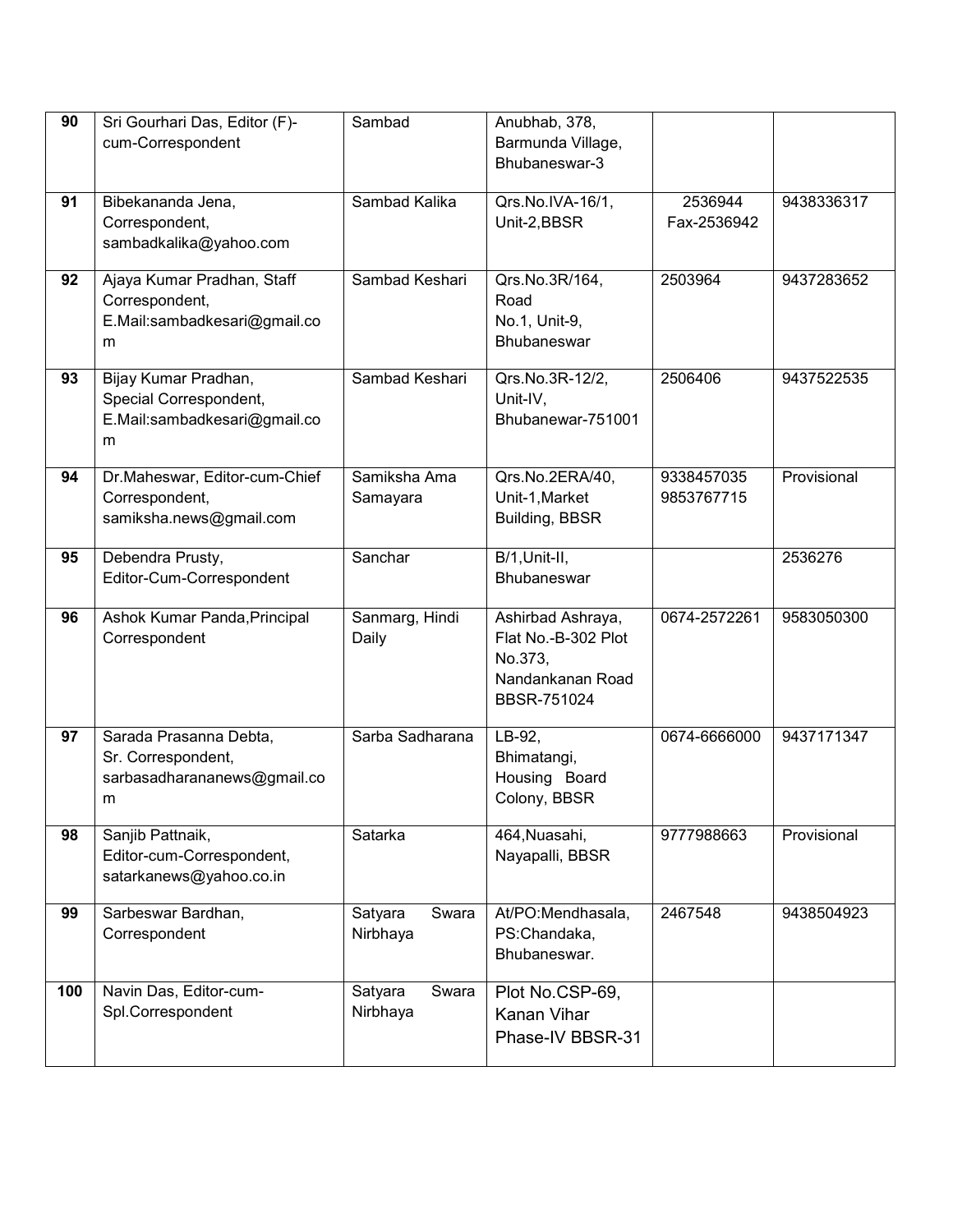| 90 | Sri Gourhari Das, Editor (F)-cum-Correspondent | Sambad | Anubhab, 378, Barmunda Village, Bhubaneswar-3 | | |
|---|---|---|---|---|---|
| 91 | Bibekananda Jena, Correspondent, sambadkalika@yahoo.com | Sambad Kalika | Qrs.No.IVA-16/1, Unit-2,BBSR | 2536944 Fax-2536942 | 9438336317 |
| 92 | Ajaya Kumar Pradhan, Staff Correspondent, E.Mail:sambadkesari@gmail.com | Sambad Keshari | Qrs.No.3R/164, Road No.1, Unit-9, Bhubaneswar | 2503964 | 9437283652 |
| 93 | Bijay Kumar Pradhan, Special Correspondent, E.Mail:sambadkesari@gmail.com | Sambad Keshari | Qrs.No.3R-12/2, Unit-IV, Bhubanewar-751001 | 2506406 | 9437522535 |
| 94 | Dr.Maheswar, Editor-cum-Chief Correspondent, samiksha.news@gmail.com | Samiksha Ama Samayara | Qrs.No.2ERA/40, Unit-1,Market Building, BBSR | 9338457035 9853767715 | Provisional |
| 95 | Debendra Prusty, Editor-Cum-Correspondent | Sanchar | B/1,Unit-II, Bhubaneswar | | 2536276 |
| 96 | Ashok Kumar Panda,Principal Correspondent | Sanmarg, Hindi Daily | Ashirbad Ashraya, Flat No.-B-302 Plot No.373, Nandankanan Road BBSR-751024 | 0674-2572261 | 9583050300 |
| 97 | Sarada Prasanna Debta, Sr. Correspondent, sarbasadharananews@gmail.com | Sarba Sadharana | LB-92, Bhimatangi, Housing Board Colony, BBSR | 0674-6666000 | 9437171347 |
| 98 | Sanjib Pattnaik, Editor-cum-Correspondent, satarkanews@yahoo.co.in | Satarka | 464,Nuasahi, Nayapalli, BBSR | 9777988663 | Provisional |
| 99 | Sarbeswar Bardhan, Correspondent | Satyara Swara Nirbhaya | At/PO:Mendhasala, PS:Chandaka, Bhubaneswar. | 2467548 | 9438504923 |
| 100 | Navin Das, Editor-cum-Spl.Correspondent | Satyara Swara Nirbhaya | Plot No.CSP-69, Kanan Vihar Phase-IV BBSR-31 | | |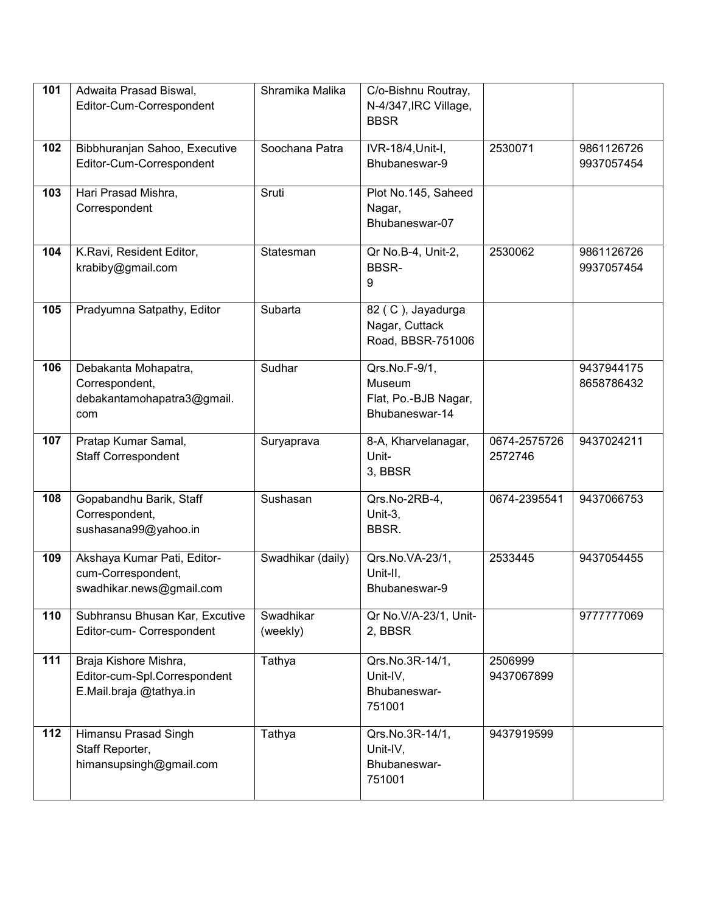| 101 | Adwaita Prasad Biswal, Editor-Cum-Correspondent | Shramika Malika | C/o-Bishnu Routray, N-4/347,IRC Village, BBSR | | |
|---|---|---|---|---|---|
| 102 | Bibbhuranjan Sahoo, Executive Editor-Cum-Correspondent | Soochana Patra | IVR-18/4,Unit-I, Bhubaneswar-9 | 2530071 | 9861126726 9937057454 |
| 103 | Hari Prasad Mishra, Correspondent | Sruti | Plot No.145, Saheed Nagar, Bhubaneswar-07 | | |
| 104 | K.Ravi, Resident Editor, krabiby@gmail.com | Statesman | Qr No.B-4, Unit-2, BBSR-9 | 2530062 | 9861126726 9937057454 |
| 105 | Pradyumna Satpathy, Editor | Subarta | 82 ( C ), Jayadurga Nagar, Cuttack Road, BBSR-751006 | | |
| 106 | Debakanta Mohapatra, Correspondent, debakantamohapatra3@gmail.com | Sudhar | Qrs.No.F-9/1, Museum Flat, Po.-BJB Nagar, Bhubaneswar-14 | | 9437944175 8658786432 |
| 107 | Pratap Kumar Samal, Staff Correspondent | Suryaprava | 8-A, Kharvelanagar, Unit-3, BBSR | 0674-2575726 2572746 | 9437024211 |
| 108 | Gopabandhu Barik, Staff Correspondent, sushasana99@yahoo.in | Sushasan | Qrs.No-2RB-4, Unit-3, BBSR. | 0674-2395541 | 9437066753 |
| 109 | Akshaya Kumar Pati, Editor-cum-Correspondent, swadhikar.news@gmail.com | Swadhikar (daily) | Qrs.No.VA-23/1, Unit-II, Bhubaneswar-9 | 2533445 | 9437054455 |
| 110 | Subhransu Bhusan Kar, Excutive Editor-cum- Correspondent | Swadhikar (weekly) | Qr No.V/A-23/1, Unit-2, BBSR | | 9777777069 |
| 111 | Braja Kishore Mishra, Editor-cum-Spl.Correspondent E.Mail.braja @tathya.in | Tathya | Qrs.No.3R-14/1, Unit-IV, Bhubaneswar-751001 | 2506999 9437067899 | |
| 112 | Himansu Prasad Singh Staff Reporter, himansupsingh@gmail.com | Tathya | Qrs.No.3R-14/1, Unit-IV, Bhubaneswar-751001 | 9437919599 | |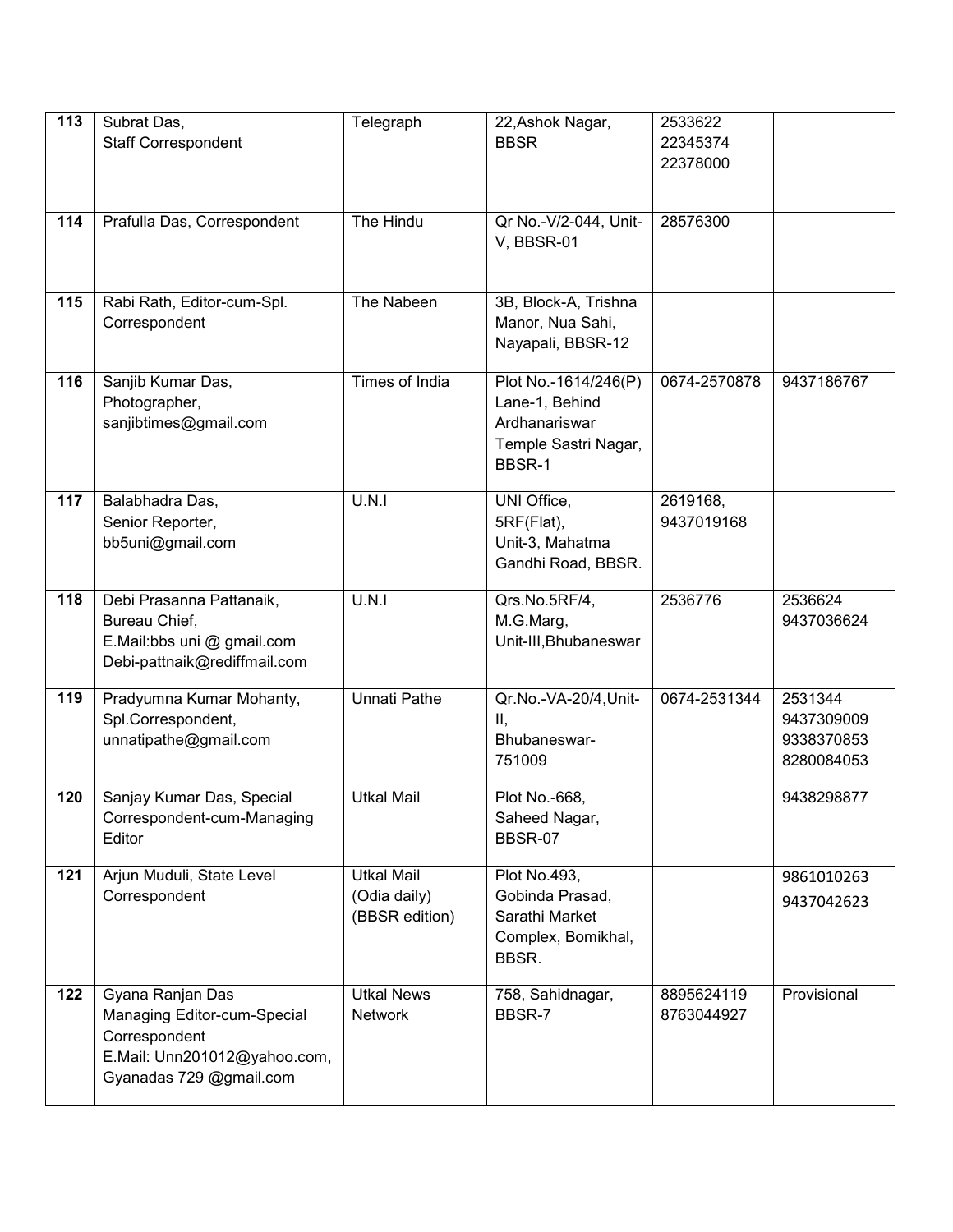| 113 | Subrat Das,<br>Staff Correspondent | Telegraph | 22,Ashok Nagar,<br>BBSR | 2533622<br>22345374<br>22378000 | |
|---|---|---|---|---|---|
| 114 | Prafulla Das, Correspondent | The Hindu | Qr No.-V/2-044, Unit-V, BBSR-01 | 28576300 | |
| 115 | Rabi Rath, Editor-cum-Spl. Correspondent | The Nabeen | 3B, Block-A, Trishna Manor, Nua Sahi, Nayapali, BBSR-12 | | |
| 116 | Sanjib Kumar Das,<br>Photographer,<br>sanjibtimes@gmail.com | Times of India | Plot No.-1614/246(P) Lane-1, Behind Ardhanariswar Temple Sastri Nagar, BBSR-1 | 0674-2570878 | 9437186767 |
| 117 | Balabhadra Das,<br>Senior Reporter,<br>bb5uni@gmail.com | U.N.I | UNI Office,<br>5RF(Flat),<br>Unit-3, Mahatma Gandhi Road, BBSR. | 2619168,<br>9437019168 | |
| 118 | Debi Prasanna Pattanaik,<br>Bureau Chief,<br>E.Mail:bbs uni @ gmail.com<br>Debi-pattnaik@rediffmail.com | U.N.I | Qrs.No.5RF/4,<br>M.G.Marg,<br>Unit-III,Bhubaneswar | 2536776 | 2536624<br>9437036624 |
| 119 | Pradyumna Kumar Mohanty,<br>Spl.Correspondent,<br>unnatipathe@gmail.com | Unnati Pathe | Qr.No.-VA-20/4,Unit-II,<br>Bhubaneswar-751009 | 0674-2531344 | 2531344<br>9437309009<br>9338370853<br>8280084053 |
| 120 | Sanjay Kumar Das, Special Correspondent-cum-Managing Editor | Utkal Mail | Plot No.-668,<br>Saheed Nagar,<br>BBSR-07 | | 9438298877 |
| 121 | Arjun Muduli, State Level Correspondent | Utkal Mail<br>(Odia daily)<br>(BBSR edition) | Plot No.493,<br>Gobinda Prasad,<br>Sarathi Market Complex, Bomikhal, BBSR. | | 9861010263<br>9437042623 |
| 122 | Gyana Ranjan Das<br>Managing Editor-cum-Special Correspondent<br>E.Mail: Unn201012@yahoo.com,<br>Gyanadas 729 @gmail.com | Utkal News Network | 758, Sahidnagar,<br>BBSR-7 | 8895624119<br>8763044927 | Provisional |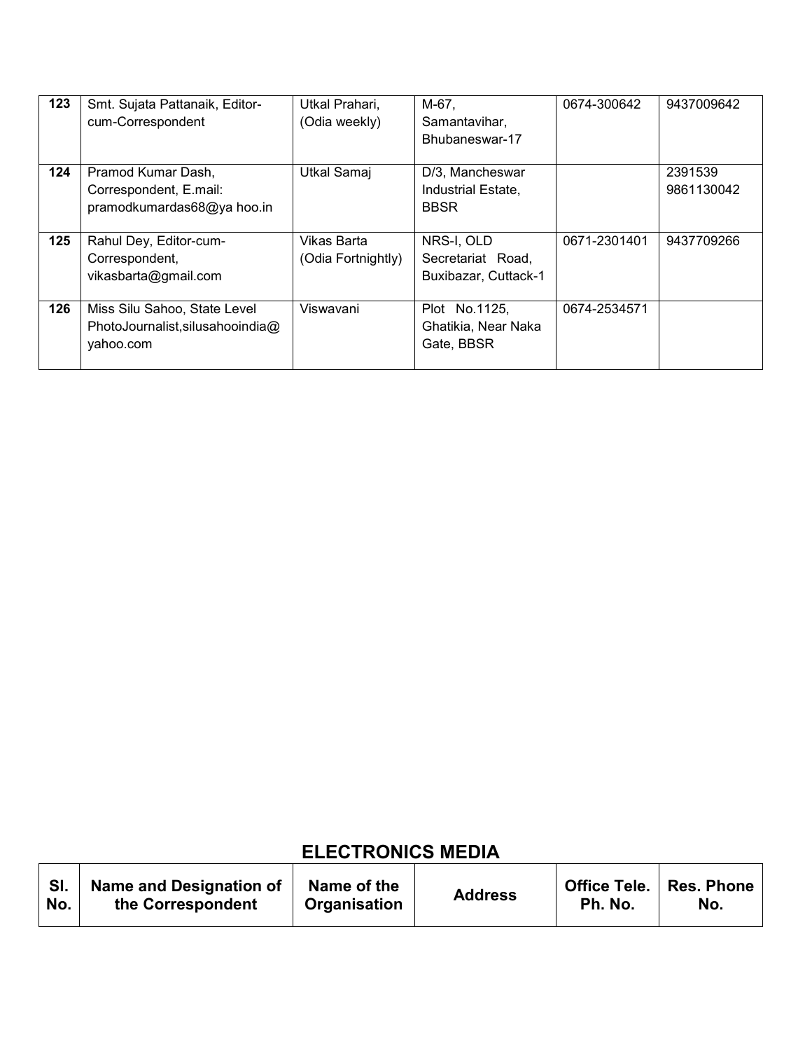| 123 | Smt. Sujata Pattanaik, Editor-cum-Correspondent | Utkal Prahari, (Odia weekly) | M-67, Samantavihar, Bhubaneswar-17 | 0674-300642 | 9437009642 |
|---|---|---|---|---|---|
| 124 | Pramod Kumar Dash, Correspondent, E.mail: pramodkumardas68@ya hoo.in | Utkal Samaj | D/3, Mancheswar Industrial Estate, BBSR | | 2391539 9861130042 |
| 125 | Rahul Dey, Editor-cum-Correspondent, vikasbarta@gmail.com | Vikas Barta (Odia Fortnightly) | NRS-I, OLD Secretariat Road, Buxibazar, Cuttack-1 | 0671-2301401 | 9437709266 |
| 126 | Miss Silu Sahoo, State Level PhotoJournalist,silusahooindia@yahoo.com | Viswavani | Plot No.1125, Ghatikia, Near Naka Gate, BBSR | 0674-2534571 | |

## ELECTRONICS MEDIA

| Sl. No. | Name and Designation of the Correspondent | Name of the Organisation | Address | Office Tele. Ph. No. | Res. Phone No. |
|---|---|---|---|---|---|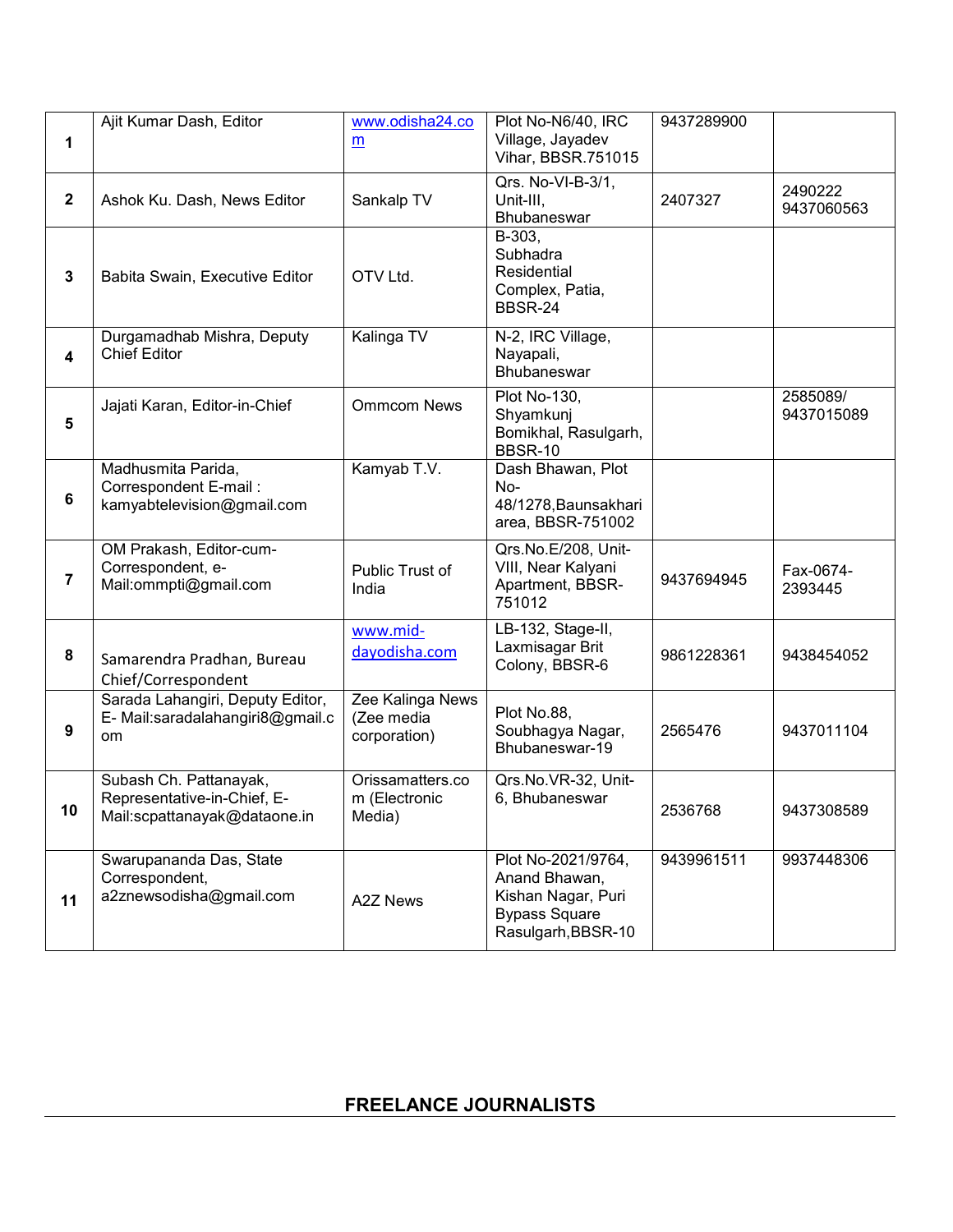| | | | | | |
|---|---|---|---|---|---|
| **1** | Ajit Kumar Dash, Editor | www.odisha24.com | Plot No-N6/40, IRC Village, Jayadev Vihar, BBSR.751015 | 9437289900 | |
| **2** | Ashok Ku. Dash, News Editor | Sankalp TV | Qrs. No-VI-B-3/1, Unit-III, Bhubaneswar | 2407327 | 2490222 9437060563 |
| **3** | Babita Swain, Executive Editor | OTV Ltd. | B-303, Subhadra Residential Complex, Patia, BBSR-24 | | |
| **4** | Durgamadhab Mishra, Deputy Chief Editor | Kalinga TV | N-2, IRC Village, Nayapali, Bhubaneswar | | |
| **5** | Jajati Karan, Editor-in-Chief | Ommcom News | Plot No-130, Shyamkunj Bomikhal, Rasulgarh, BBSR-10 | | 2585089/ 9437015089 |
| **6** | Madhusmita Parida, Correspondent E-mail : kamyabtelevision@gmail.com | Kamyab T.V. | Dash Bhawan, Plot No-48/1278,Baunsakhari area, BBSR-751002 | | |
| **7** | OM Prakash, Editor-cum-Correspondent, e-Mail:ommpti@gmail.com | Public Trust of India | Qrs.No.E/208, Unit-VIII, Near Kalyani Apartment, BBSR-751012 | 9437694945 | Fax-0674-2393445 |
| **8** | Samarendra Pradhan, Bureau Chief/Correspondent | www.mid-dayodisha.com | LB-132, Stage-II, Laxmisagar Brit Colony, BBSR-6 | 9861228361 | 9438454052 |
| **9** | Sarada Lahangiri, Deputy Editor, E- Mail:saradalahangiri8@gmail.com | Zee Kalinga News (Zee media corporation) | Plot No.88, Soubhagya Nagar, Bhubaneswar-19 | 2565476 | 9437011104 |
| **10** | Subash Ch. Pattanayak, Representative-in-Chief, E-Mail:scpattanayak@dataone.in | Orissamatters.com (Electronic Media) | Qrs.No.VR-32, Unit-6, Bhubaneswar | 2536768 | 9437308589 |
| **11** | Swarupananda Das, State Correspondent, a2znewsodisha@gmail.com | A2Z News | Plot No-2021/9764, Anand Bhawan, Kishan Nagar, Puri Bypass Square Rasulgarh,BBSR-10 | 9439961511 | 9937448306 |

## FREELANCE JOURNALISTS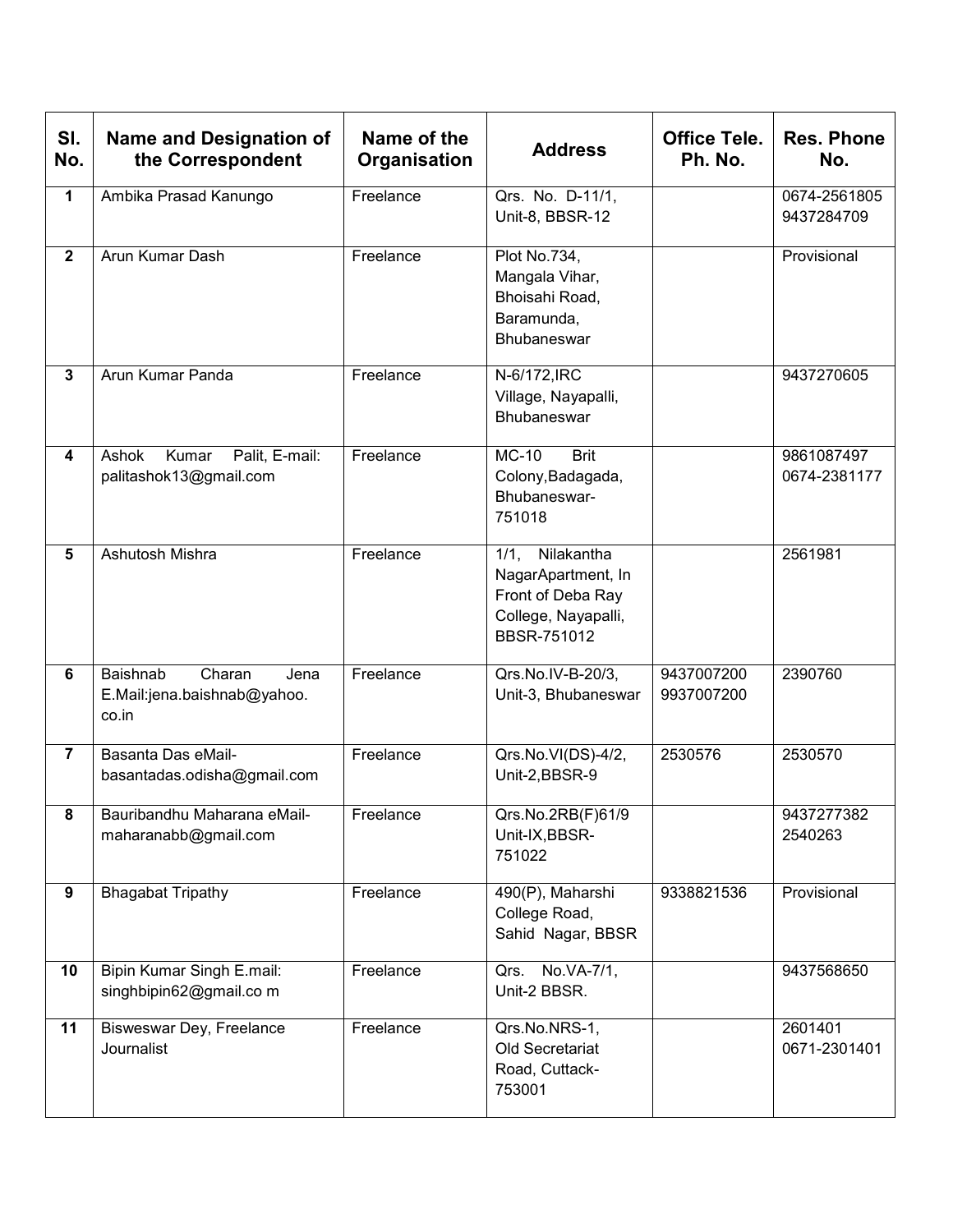| Sl. No. | Name and Designation of the Correspondent | Name of the Organisation | Address | Office Tele. Ph. No. | Res. Phone No. |
|---|---|---|---|---|---|
| 1 | Ambika Prasad Kanungo | Freelance | Qrs. No. D-11/1, Unit-8, BBSR-12 | | 0674-2561805 9437284709 |
| 2 | Arun Kumar Dash | Freelance | Plot No.734, Mangala Vihar, Bhoisahi Road, Baramunda, Bhubaneswar | | Provisional |
| 3 | Arun Kumar Panda | Freelance | N-6/172,IRC Village, Nayapalli, Bhubaneswar | | 9437270605 |
| 4 | Ashok Kumar Palit, E-mail: palitashok13@gmail.com | Freelance | MC-10 Brit Colony,Badagada, Bhubaneswar-751018 | | 9861087497 0674-2381177 |
| 5 | Ashutosh Mishra | Freelance | 1/1, Nilakantha NagarApartment, In Front of Deba Ray College, Nayapalli, BBSR-751012 | | 2561981 |
| 6 | Baishnab Charan Jena E.Mail:jena.baishnab@yahoo.co.in | Freelance | Qrs.No.IV-B-20/3, Unit-3, Bhubaneswar | 9437007200 9937007200 | 2390760 |
| 7 | Basanta Das eMail-basantadas.odisha@gmail.com | Freelance | Qrs.No.VI(DS)-4/2, Unit-2,BBSR-9 | 2530576 | 2530570 |
| 8 | Bauribandhu Maharana eMail-maharanabb@gmail.com | Freelance | Qrs.No.2RB(F)61/9 Unit-IX,BBSR-751022 | | 9437277382 2540263 |
| 9 | Bhagabat Tripathy | Freelance | 490(P), Maharshi College Road, Sahid Nagar, BBSR | 9338821536 | Provisional |
| 10 | Bipin Kumar Singh E.mail: singhbipin62@gmail.co m | Freelance | Qrs. No.VA-7/1, Unit-2 BBSR. | | 9437568650 |
| 11 | Bisweswar Dey, Freelance Journalist | Freelance | Qrs.No.NRS-1, Old Secretariat Road, Cuttack-753001 | | 2601401 0671-2301401 |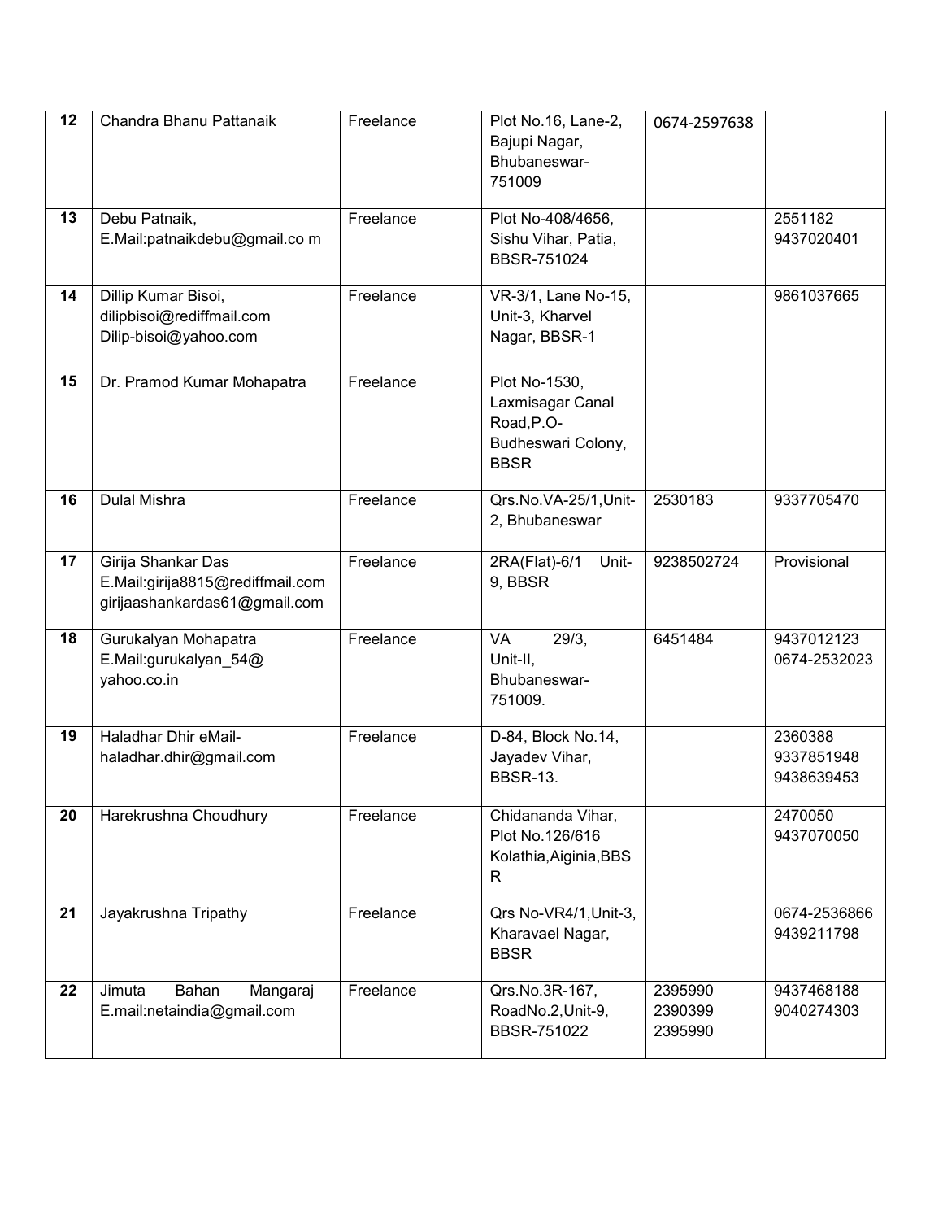| 12 | Chandra Bhanu Pattanaik | Freelance | Plot No.16, Lane-2, Bajupi Nagar, Bhubaneswar-751009 | 0674-2597638 | |
|---|---|---|---|---|---|
| 13 | Debu Patnaik, E.Mail:patnaikdebu@gmail.co m | Freelance | Plot No-408/4656, Sishu Vihar, Patia, BBSR-751024 | | 2551182 9437020401 |
| 14 | Dillip Kumar Bisoi, dilipbisoi@rediffmail.com Dilip-bisoi@yahoo.com | Freelance | VR-3/1, Lane No-15, Unit-3, Kharvel Nagar, BBSR-1 | | 9861037665 |
| 15 | Dr. Pramod Kumar Mohapatra | Freelance | Plot No-1530, Laxmisagar Canal Road,P.O-Budheswari Colony, BBSR | | |
| 16 | Dulal Mishra | Freelance | Qrs.No.VA-25/1,Unit-2, Bhubaneswar | 2530183 | 9337705470 |
| 17 | Girija Shankar Das E.Mail:girija8815@rediffmail.com girijaashankardas61@gmail.com | Freelance | 2RA(Flat)-6/1 Unit-9, BBSR | 9238502724 | Provisional |
| 18 | Gurukalyan Mohapatra E.Mail:gurukalyan_54@ yahoo.co.in | Freelance | VA 29/3, Unit-II, Bhubaneswar-751009. | 6451484 | 9437012123 0674-2532023 |
| 19 | Haladhar Dhir eMail-haladhar.dhir@gmail.com | Freelance | D-84, Block No.14, Jayadev Vihar, BBSR-13. | | 2360388 9337851948 9438639453 |
| 20 | Harekrushna Choudhury | Freelance | Chidananda Vihar, Plot No.126/616 Kolathia,Aiginia,BBSR | | 2470050 9437070050 |
| 21 | Jayakrushna Tripathy | Freelance | Qrs No-VR4/1,Unit-3, Kharavael Nagar, BBSR | | 0674-2536866 9439211798 |
| 22 | Jimuta Bahan Mangaraj E.mail:netaindia@gmail.com | Freelance | Qrs.No.3R-167, RoadNo.2,Unit-9, BBSR-751022 | 2395990 2390399 2395990 | 9437468188 9040274303 |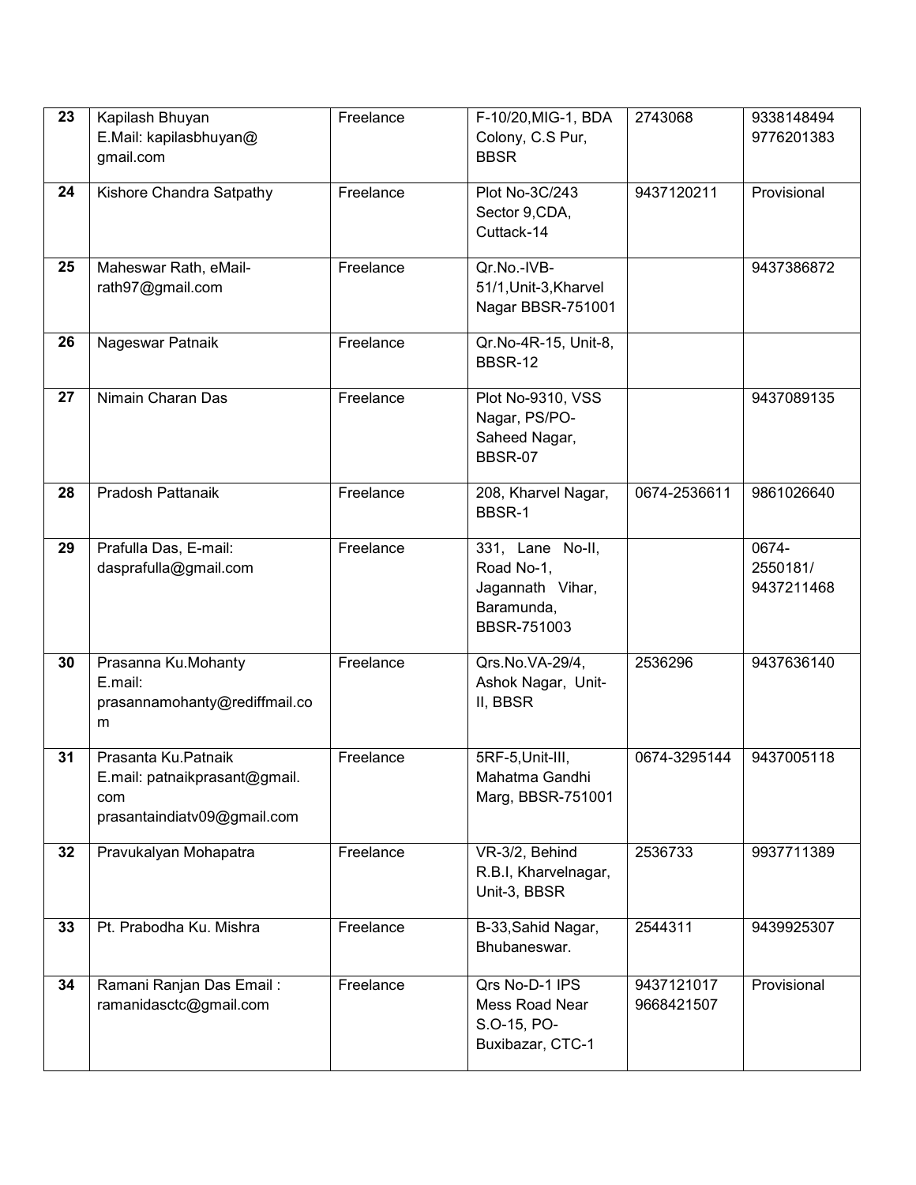| 23 | Kapilash Bhuyan E.Mail: kapilasbhuyan@ gmail.com | Freelance | F-10/20,MIG-1, BDA Colony, C.S Pur, BBSR | 2743068 | 9338148494 9776201383 |
|---|---|---|---|---|---|
| 24 | Kishore Chandra Satpathy | Freelance | Plot No-3C/243 Sector 9,CDA, Cuttack-14 | 9437120211 | Provisional |
| 25 | Maheswar Rath, eMail-rath97@gmail.com | Freelance | Qr.No.-IVB-51/1,Unit-3,Kharvel Nagar BBSR-751001 | | 9437386872 |
| 26 | Nageswar Patnaik | Freelance | Qr.No-4R-15, Unit-8, BBSR-12 | | |
| 27 | Nimain Charan Das | Freelance | Plot No-9310, VSS Nagar, PS/PO-Saheed Nagar, BBSR-07 | | 9437089135 |
| 28 | Pradosh Pattanaik | Freelance | 208, Kharvel Nagar, BBSR-1 | 0674-2536611 | 9861026640 |
| 29 | Prafulla Das, E-mail: dasprafulla@gmail.com | Freelance | 331, Lane No-II, Road No-1, Jagannath Vihar, Baramunda, BBSR-751003 | | 0674-2550181/ 9437211468 |
| 30 | Prasanna Ku.Mohanty E.mail: prasannamohanty@rediffmail.com | Freelance | Qrs.No.VA-29/4, Ashok Nagar, Unit-II, BBSR | 2536296 | 9437636140 |
| 31 | Prasanta Ku.Patnaik E.mail: patnaikprasant@gmail.com prasantaindiatv09@gmail.com | Freelance | 5RF-5,Unit-III, Mahatma Gandhi Marg, BBSR-751001 | 0674-3295144 | 9437005118 |
| 32 | Pravukalyan Mohapatra | Freelance | VR-3/2, Behind R.B.I, Kharvelnagar, Unit-3, BBSR | 2536733 | 9937711389 |
| 33 | Pt. Prabodha Ku. Mishra | Freelance | B-33,Sahid Nagar, Bhubaneswar. | 2544311 | 9439925307 |
| 34 | Ramani Ranjan Das Email : ramanidasctc@gmail.com | Freelance | Qrs No-D-1 IPS Mess Road Near S.O-15, PO-Buxibazar, CTC-1 | 9437121017 9668421507 | Provisional |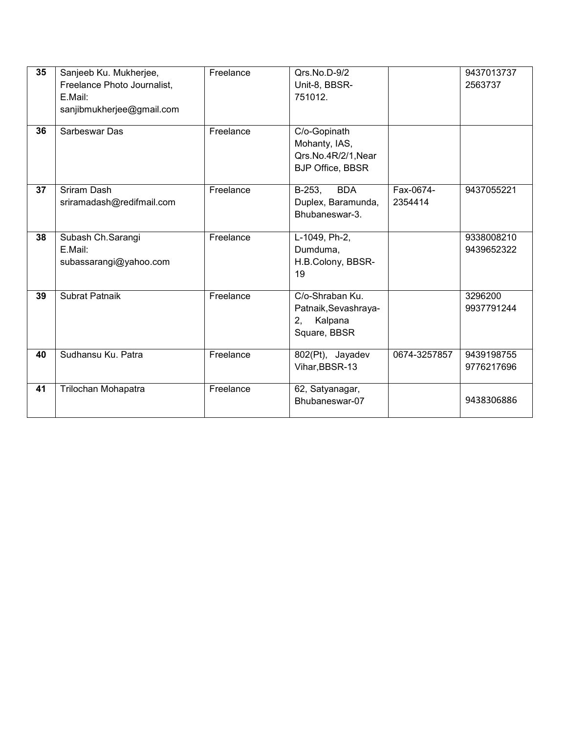| | | | | | |
|---|---|---|---|---|---|
| **35** | Sanjeeb Ku. Mukherjee, Freelance Photo Journalist, E.Mail: sanjibmukherjee@gmail.com | Freelance | Qrs.No.D-9/2 Unit-8, BBSR-751012. | | 9437013737 2563737 |
| **36** | Sarbeswar Das | Freelance | C/o-Gopinath Mohanty, IAS, Qrs.No.4R/2/1,Near BJP Office, BBSR | | |
| **37** | Sriram Dash sriramadash@redifmail.com | Freelance | B-253, BDA Duplex, Baramunda, Bhubaneswar-3. | Fax-0674-2354414 | 9437055221 |
| **38** | Subash Ch.Sarangi E.Mail: subassarangi@yahoo.com | Freelance | L-1049, Ph-2, Dumduma, H.B.Colony, BBSR-19 | | 9338008210 9439652322 |
| **39** | Subrat Patnaik | Freelance | C/o-Shraban Ku. Patnaik,Sevashraya-2, Kalpana Square, BBSR | | 3296200 9937791244 |
| **40** | Sudhansu Ku. Patra | Freelance | 802(Pt), Jayadev Vihar,BBSR-13 | 0674-3257857 | 9439198755 9776217696 |
| **41** | Trilochan Mohapatra | Freelance | 62, Satyanagar, Bhubaneswar-07 | | 9438306886 |